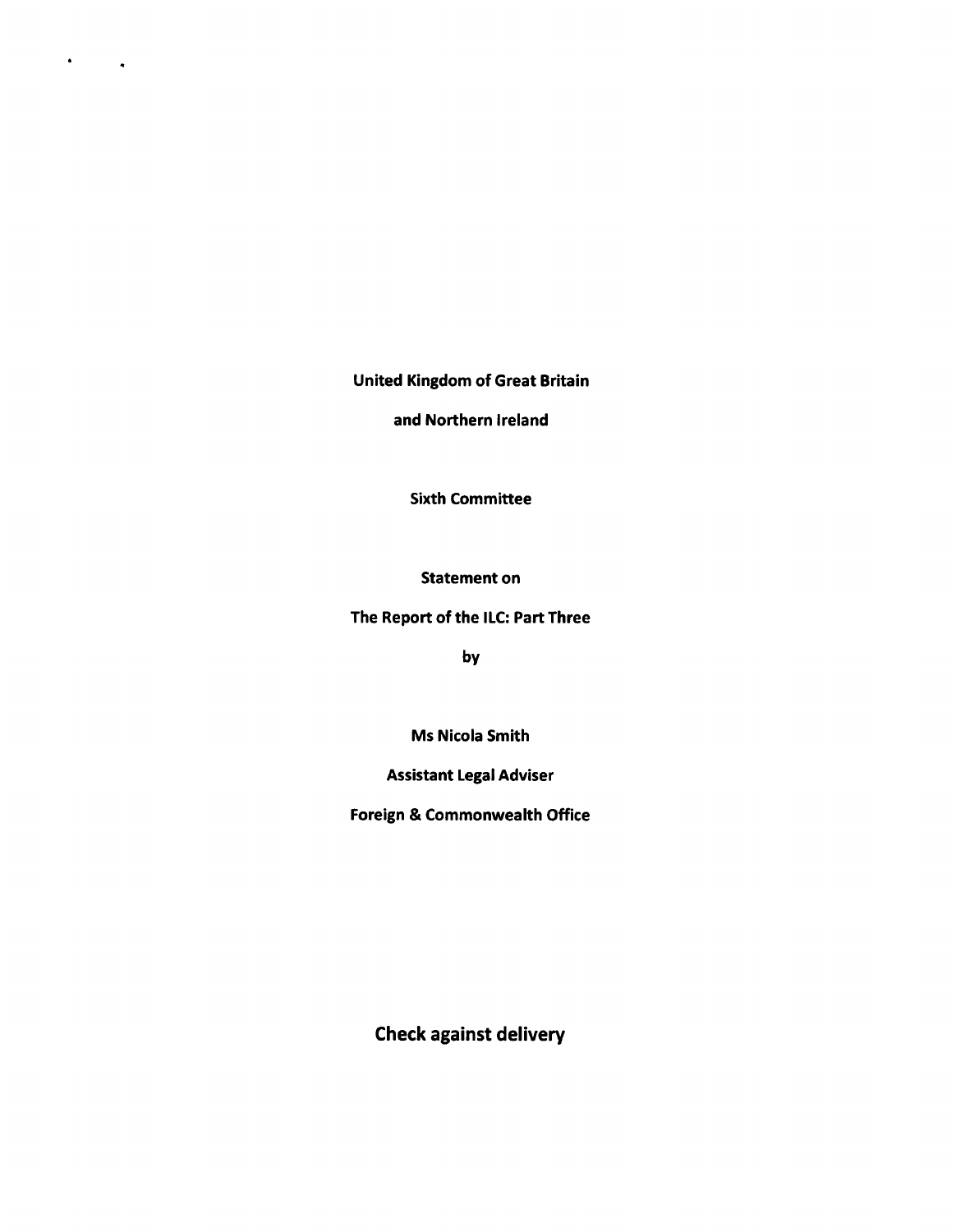**United Kingdom of Great Britain**

**and Northern Ireland**

**Sixth Committee**

**Statement on**

**The Report of the ILC: Part Three**

**by**

**Ms Nicola Smith**

**Assistant Legal Adviser**

**Foreign & Commonwealth Office**

**Check against delivery**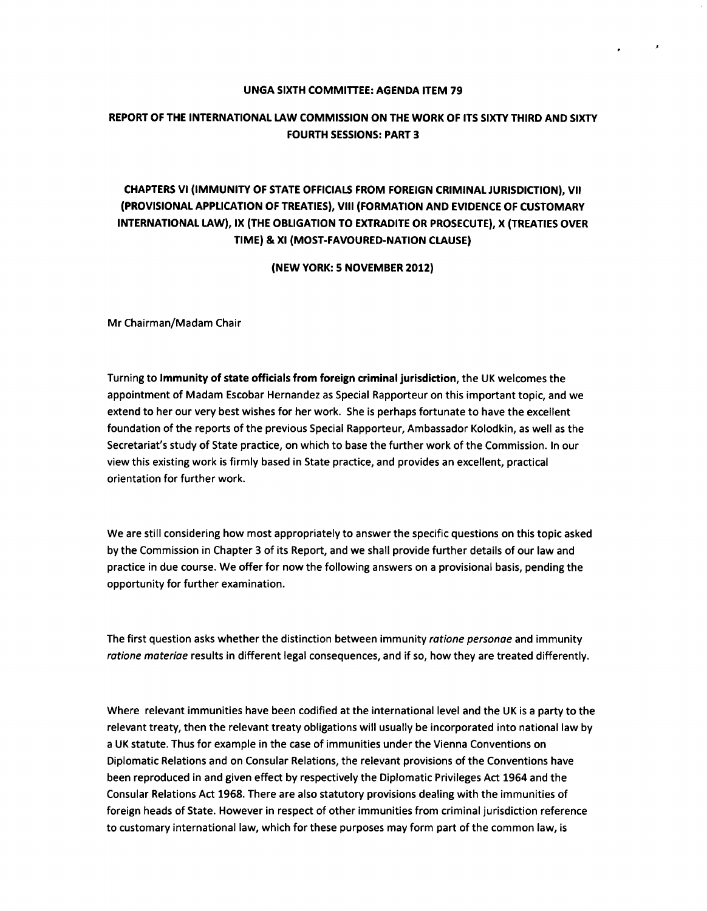**UNGA SIXTH COMMITTEE: AGENDA ITEM 79**

**REPORT OF THE INTERNATIONAL LAW COMMISSION ON THE WORK OF ITS SIXTY THIRD AND SIXTY FOURTH SESSIONS: PART 3**

**CHAPTERS VI (IMMUNITY OF STATE OFFICIALS FROM FOREIGN CRIMINAL JURISDICTION), VII (PROVISIONAL APPLICATION OF TREATIES), VIII (FORMATION AND EVIDENCE OF CUSTOMARY INTERNATIONAL LAW), IX (THE OBLIGATION TO EXTRADITE OR PROSECUTE), X (TREATIES OVER TIME) & XI (MOST-FAVOURED-NATION CLAUSE)**

**(NEW YORK: 5 NOVEMBER 2012)**

Mr Chairman/Madam Chair

Turning to **Immunity of state officials from foreign criminal jurisdiction**, the UK welcomes the appointment of Madam Escobar Hernandez as Special Rapporteur on this important topic, and we extend to her our very best wishes for her work. She is perhaps fortunate to have the excellent foundation of the reports of the previous Special Rapporteur, Ambassador Kolodkin, as well as the Secretariat's study of State practice, on which to base the further work of the Commission. In our view this existing work is firmly based in State practice, and provides an excellent, practical orientation for further work.

We are still considering how most appropriately to answer the specific questions on this topic asked by the Commission in Chapter 3 of its Report, and we shall provide further details of our law and practice in due course. We offer for now the following answers on a provisional basis, pending the opportunity for further examination.

The first question asks whether the distinction between immunity *ratione personae* and immunity *ratione materiae* results in different legal consequences, and if so, how they are treated differently.

Where relevant immunities have been codified at the international level and the UK is a party to the relevant treaty, then the relevant treaty obligations will usually be incorporated into national law by a UK statute. Thus for example in the case of immunities under the Vienna Conventions on Diplomatic Relations and on Consular Relations, the relevant provisions of the Conventions have been reproduced in and given effect by respectively the Diplomatic Privileges Act 1964 and the Consular Relations Act 1968. There are also statutory provisions dealing with the immunities of foreign heads of State. However in respect of other immunities from criminal jurisdiction reference to customary international law, which for these purposes may form part of the common law, is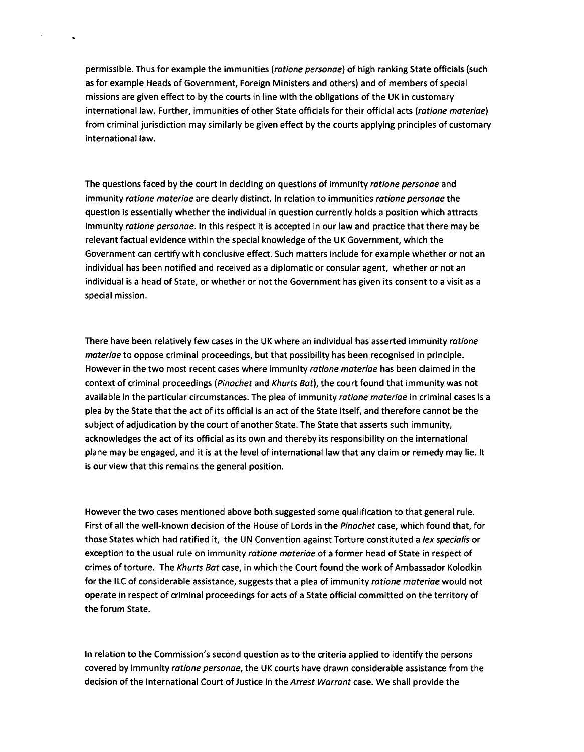permissible. Thus for example the immunities (*ratione personae*) of high ranking State officials (such as for example Heads of Government, Foreign Ministers and others) and of members of special missions are given effect to by the courts in line with the obligations of the UK in customary international law. Further, immunities of other State officials for their official acts (*ratione materiae*) from criminal jurisdiction may similarly be given effect by the courts applying principles of customary international law.

The questions faced by the court in deciding on questions of immunity *ratione personae* and immunity *ratione materiae* are clearly distinct. In relation to immunities *ratione personae* the question is essentially whether the individual in question currently holds a position which attracts immunity *ratione personae*. In this respect it is accepted in our law and practice that there may be relevant factual evidence within the special knowledge of the UK Government, which the Government can certify with conclusive effect. Such matters include for example whether or not an individual has been notified and received as a diplomatic or consular agent, whether or not an individual is a head of State, or whether or not the Government has given its consent to a visit as a special mission.

There have been relatively few cases in the UK where an individual has asserted immunity *ratione materiae* to oppose criminal proceedings, but that possibility has been recognised in principle. However in the two most recent cases where immunity *ratione materiae* has been claimed in the context of criminal proceedings (*Pinochet* and *Khurts Bat*), the court found that immunity was not available in the particular circumstances. The plea of immunity *ratione materiae* in criminal cases is a plea by the State that the act of its official is an act of the State itself, and therefore cannot be the subject of adjudication by the court of another State. The State that asserts such immunity, acknowledges the act of its official as its own and thereby its responsibility on the international plane may be engaged, and it is at the level of international law that any claim or remedy may lie. It is our view that this remains the general position.

However the two cases mentioned above both suggested some qualification to that general rule. First of all the well-known decision of the House of Lords in the *Pinochet* case, which found that, for those States which had ratified it, the UN Convention against Torture constituted a *lex specialis* or exception to the usual rule on immunity *ratione materiae* of a former head of State in respect of crimes of torture. The *Khurts Bat* case, in which the Court found the work of Ambassador Kolodkin for the ILC of considerable assistance, suggests that a plea of immunity *ratione materiae* would not operate in respect of criminal proceedings for acts of a State official committed on the territory of the forum State.

In relation to the Commission's second question as to the criteria applied to identify the persons covered by immunity *ratione personae*, the UK courts have drawn considerable assistance from the decision of the International Court of Justice in the *Arrest Warrant* case. We shall provide the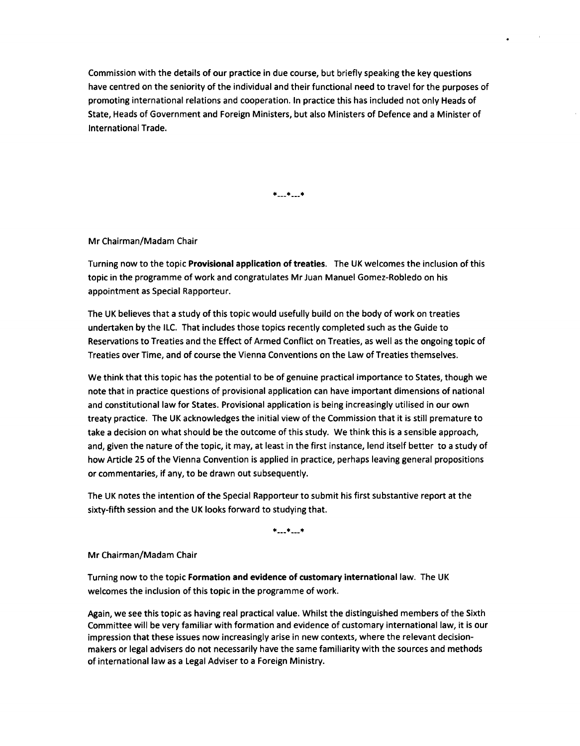Commission with the details of our practice in due course, but briefly speaking the key questions have centred on the seniority of the individual and their functional need to travel for the purposes of promoting international relations and cooperation. In practice this has included not only Heads of State, Heads of Government and Foreign Ministers, but also Ministers of Defence and a Minister of International Trade.

*---*---*

Mr Chairman/Madam Chair

Turning now to the topic **Provisional application of treaties**. The UK welcomes the inclusion of this topic in the programme of work and congratulates Mr Juan Manuel Gomez-Robledo on his appointment as Special Rapporteur.

The UK believes that a study of this topic would usefully build on the body of work on treaties undertaken by the ILC. That includes those topics recently completed such as the Guide to Reservations to Treaties and the Effect of Armed Conflict on Treaties, as well as the ongoing topic of Treaties over Time, and of course the Vienna Conventions on the Law of Treaties themselves.

We think that this topic has the potential to be of genuine practical importance to States, though we note that in practice questions of provisional application can have important dimensions of national and constitutional law for States. Provisional application is being increasingly utilised in our own treaty practice. The UK acknowledges the initial view of the Commission that it is still premature to take a decision on what should be the outcome of this study. We think this is a sensible approach, and, given the nature of the topic, it may, at least in the first instance, lend itself better to a study of how Article 25 of the Vienna Convention is applied in practice, perhaps leaving general propositions or commentaries, if any, to be drawn out subsequently.

The UK notes the intention of the Special Rapporteur to submit his first substantive report at the sixty-fifth session and the UK looks forward to studying that.

*---*---*

Mr Chairman/Madam Chair

Turning now to the topic **Formation and evidence of customary international** law. The UK welcomes the inclusion of this topic in the programme of work.

Again, we see this topic as having real practical value. Whilst the distinguished members of the Sixth Committee will be very familiar with formation and evidence of customary international law, it is our impression that these issues now increasingly arise in new contexts, where the relevant decision-makers or legal advisers do not necessarily have the same familiarity with the sources and methods of international law as a Legal Adviser to a Foreign Ministry.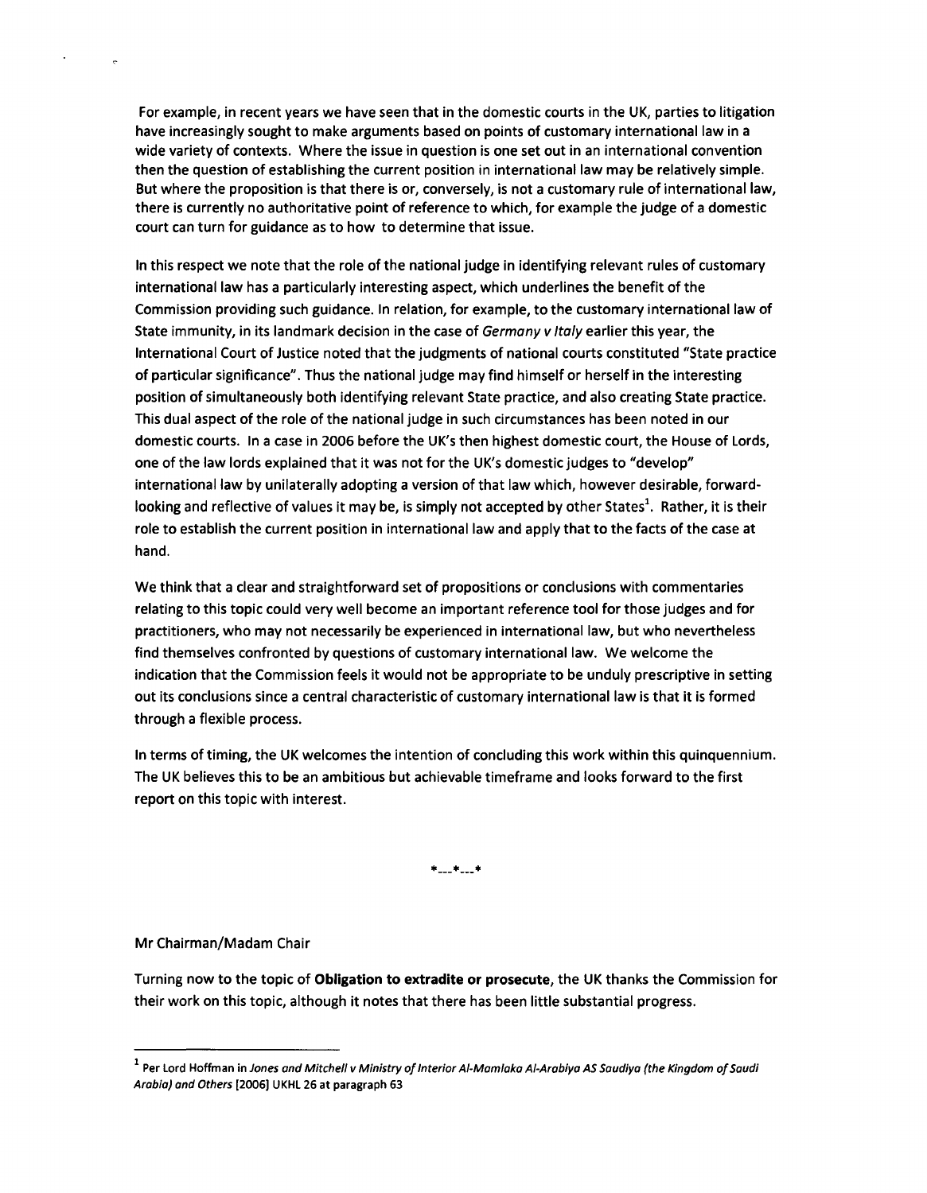For example, in recent years we have seen that in the domestic courts in the UK, parties to litigation have increasingly sought to make arguments based on points of customary international law in a wide variety of contexts. Where the issue in question is one set out in an international convention then the question of establishing the current position in international law may be relatively simple. But where the proposition is that there is or, conversely, is not a customary rule of international law, there is currently no authoritative point of reference to which, for example the judge of a domestic court can turn for guidance as to how to determine that issue.

In this respect we note that the role of the national judge in identifying relevant rules of customary international law has a particularly interesting aspect, which underlines the benefit of the Commission providing such guidance. In relation, for example, to the customary international law of State immunity, in its landmark decision in the case of *Germany v Italy* earlier this year, the International Court of Justice noted that the judgments of national courts constituted "State practice of particular significance". Thus the national judge may find himself or herself in the interesting position of simultaneously both identifying relevant State practice, and also creating State practice. This dual aspect of the role of the national judge in such circumstances has been noted in our domestic courts. In a case in 2006 before the UK's then highest domestic court, the House of Lords, one of the law lords explained that it was not for the UK's domestic judges to "develop" international law by unilaterally adopting a version of that law which, however desirable, forward-looking and reflective of values it may be, is simply not accepted by other States[1]. Rather, it is their role to establish the current position in international law and apply that to the facts of the case at hand.

We think that a clear and straightforward set of propositions or conclusions with commentaries relating to this topic could very well become an important reference tool for those judges and for practitioners, who may not necessarily be experienced in international law, but who nevertheless find themselves confronted by questions of customary international law. We welcome the indication that the Commission feels it would not be appropriate to be unduly prescriptive in setting out its conclusions since a central characteristic of customary international law is that it is formed through a flexible process.

In terms of timing, the UK welcomes the intention of concluding this work within this quinquennium. The UK believes this to be an ambitious but achievable timeframe and looks forward to the first report on this topic with interest.

*---*---*

Mr Chairman/Madam Chair

Turning now to the topic of **Obligation to extradite or prosecute**, the UK thanks the Commission for their work on this topic, although it notes that there has been little substantial progress.

---

[1] Per Lord Hoffman in *Jones and Mitchell v Ministry of Interior Al-Mamlaka Al-Arabiya AS Saudiya (the Kingdom of Saudi Arabia) and Others* [2006] UKHL 26 at paragraph 63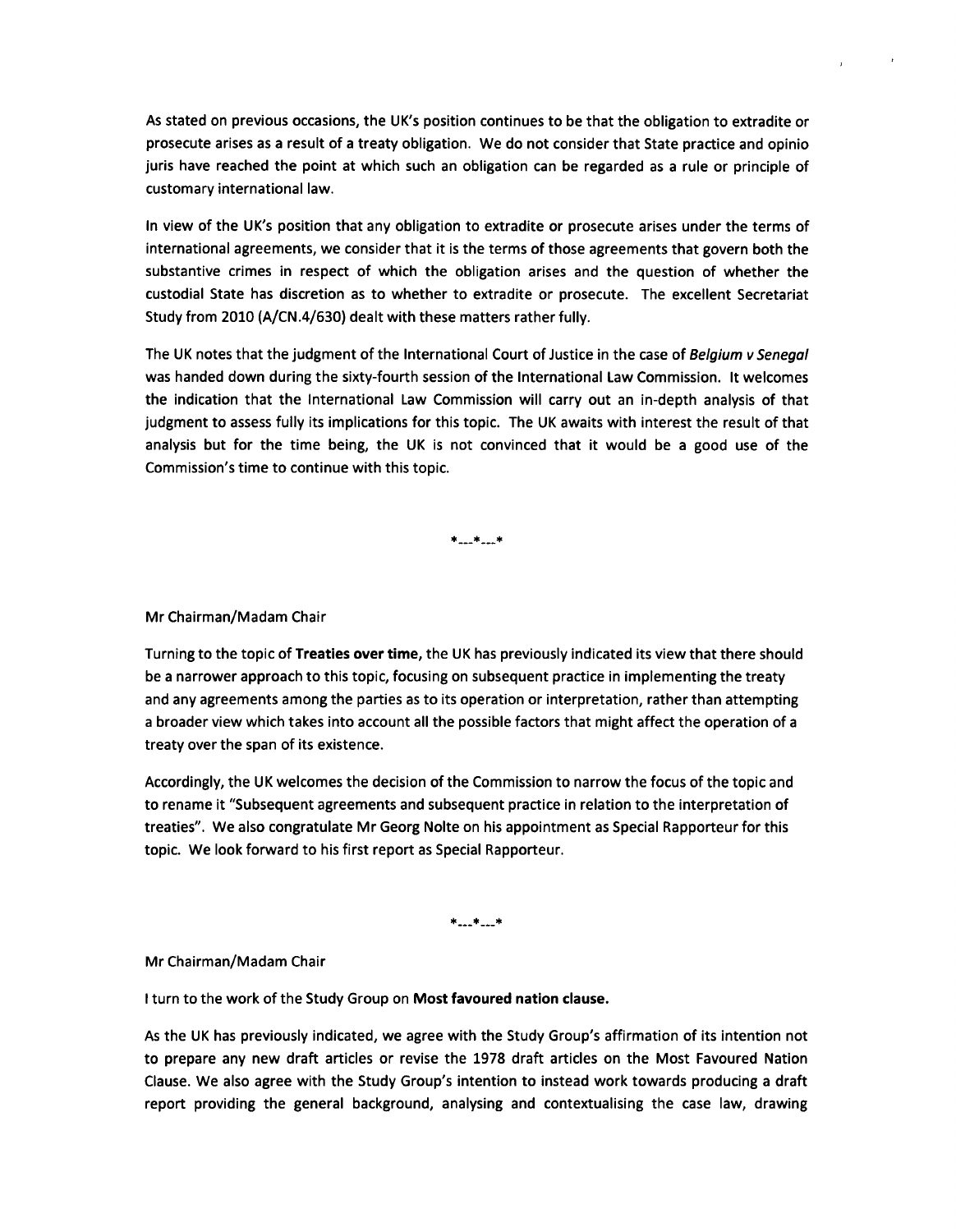As stated on previous occasions, the UK's position continues to be that the obligation to extradite or prosecute arises as a result of a treaty obligation. We do not consider that State practice and opinio juris have reached the point at which such an obligation can be regarded as a rule or principle of customary international law.

In view of the UK's position that any obligation to extradite or prosecute arises under the terms of international agreements, we consider that it is the terms of those agreements that govern both the substantive crimes in respect of which the obligation arises and the question of whether the custodial State has discretion as to whether to extradite or prosecute. The excellent Secretariat Study from 2010 (A/CN.4/630) dealt with these matters rather fully.

The UK notes that the judgment of the International Court of Justice in the case of *Belgium v Senegal* was handed down during the sixty-fourth session of the International Law Commission. It welcomes the indication that the International Law Commission will carry out an in-depth analysis of that judgment to assess fully its implications for this topic. The UK awaits with interest the result of that analysis but for the time being, the UK is not convinced that it would be a good use of the Commission's time to continue with this topic.

*---*---*

Mr Chairman/Madam Chair

Turning to the topic of **Treaties over time**, the UK has previously indicated its view that there should be a narrower approach to this topic, focusing on subsequent practice in implementing the treaty and any agreements among the parties as to its operation or interpretation, rather than attempting a broader view which takes into account all the possible factors that might affect the operation of a treaty over the span of its existence.

Accordingly, the UK welcomes the decision of the Commission to narrow the focus of the topic and to rename it "Subsequent agreements and subsequent practice in relation to the interpretation of treaties". We also congratulate Mr Georg Nolte on his appointment as Special Rapporteur for this topic. We look forward to his first report as Special Rapporteur.

*---*---*

Mr Chairman/Madam Chair

I turn to the work of the Study Group on **Most favoured nation clause.**

As the UK has previously indicated, we agree with the Study Group's affirmation of its intention not to prepare any new draft articles or revise the 1978 draft articles on the Most Favoured Nation Clause. We also agree with the Study Group's intention to instead work towards producing a draft report providing the general background, analysing and contextualising the case law, drawing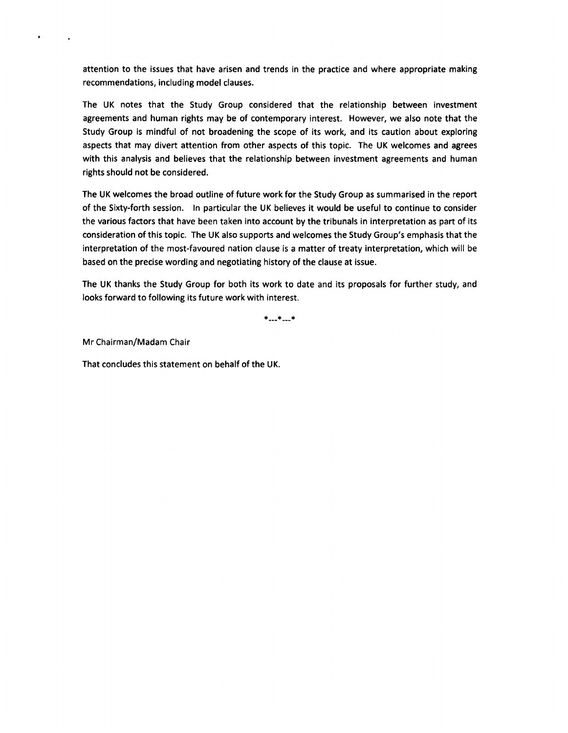attention to the issues that have arisen and trends in the practice and where appropriate making recommendations, including model clauses.

The UK notes that the Study Group considered that the relationship between investment agreements and human rights may be of contemporary interest. However, we also note that the Study Group is mindful of not broadening the scope of its work, and its caution about exploring aspects that may divert attention from other aspects of this topic. The UK welcomes and agrees with this analysis and believes that the relationship between investment agreements and human rights should not be considered.

The UK welcomes the broad outline of future work for the Study Group as summarised in the report of the Sixty-forth session. In particular the UK believes it would be useful to continue to consider the various factors that have been taken into account by the tribunals in interpretation as part of its consideration of this topic. The UK also supports and welcomes the Study Group's emphasis that the interpretation of the most-favoured nation clause is a matter of treaty interpretation, which will be based on the precise wording and negotiating history of the clause at issue.

The UK thanks the Study Group for both its work to date and its proposals for further study, and looks forward to following its future work with interest.

*---*---*

Mr Chairman/Madam Chair

That concludes this statement on behalf of the UK.